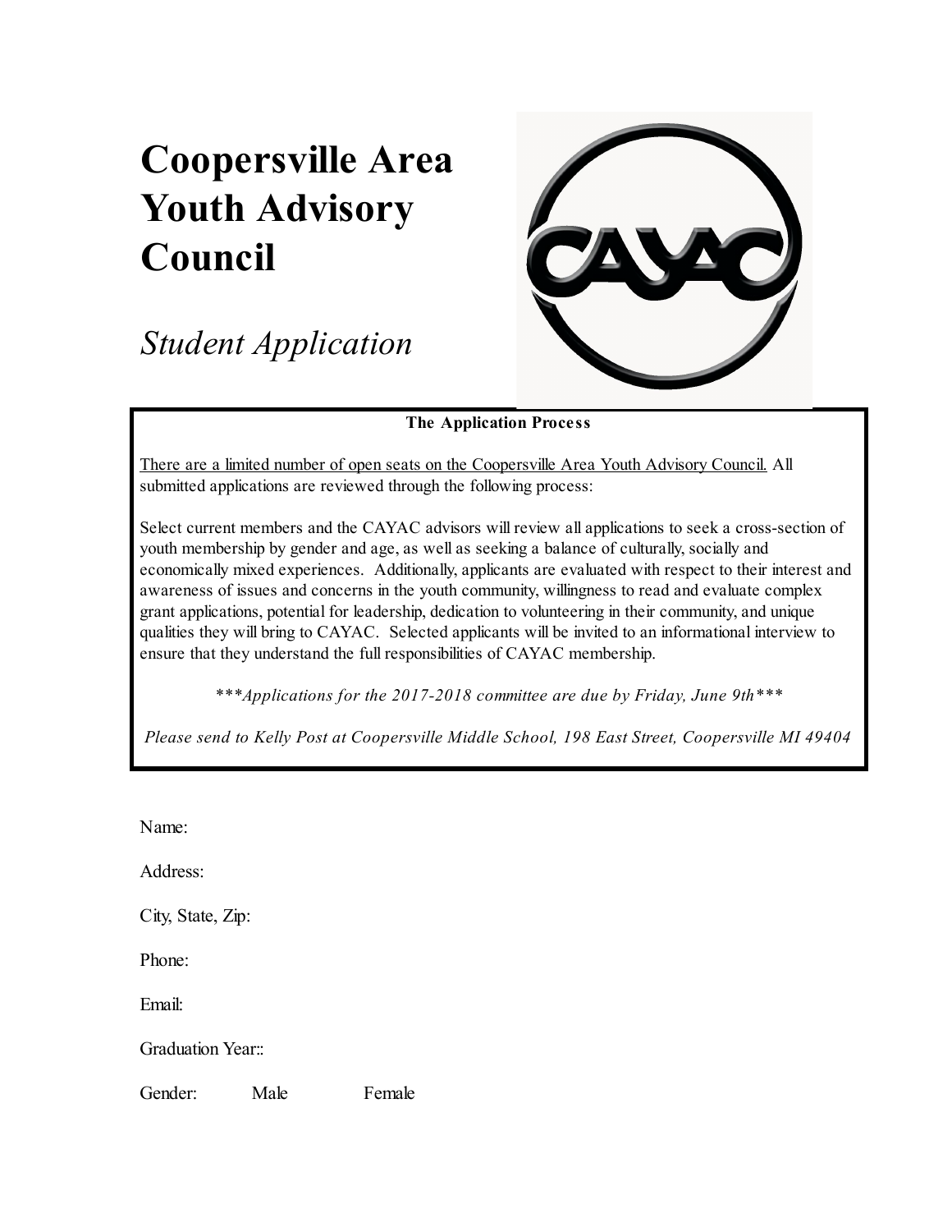# Coopersville Area Youth Advisory Council

*Student Application*

**The Application Process**

There are a limited number of open seats on the Coopersville Area Youth Advisory Council. All submitted applications are reviewed through the following process:

Select current members and the CAYAC advisors will review all applications to seek a cross-section of youth membership by gender and age, as well as seeking a balance of culturally, socially and economically mixed experiences. Additionally, applicants are evaluated with respect to their interest and awareness of issues and concerns in the youth community, willingness to read and evaluate complex grant applications, potential for leadership, dedication to volunteering in their community, and unique qualities they will bring to CAYAC. Selected applicants will be invited to an informational interview to ensure that they understand the full responsibilities of CAYAC membership.

****Applications for the 2017-2018 committee are due by Friday, June 9th****

*Please send to Kelly Post at Coopersville Middle School, 198 East Street, Coopersville MI 49404*

Name:

Address:

City, State, Zip:

Phone:

Email:

Graduation Year::

Gender: Male Female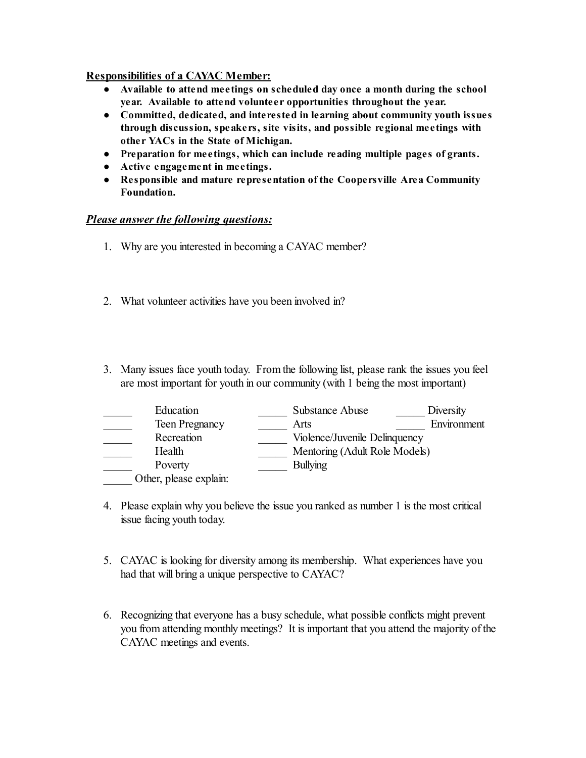**Responsibilities of a CAYAC Member:**

- **Available to attend meetings on scheduled day once a month during the school year. Available to attend volunteer opportunities throughout the year.**
- **Committed, dedicated, and interested in learning about community youth issues through discussion, speakers, site visits, and possible regional meetings with other YACs in the State of Michigan.**
- **Preparation for meetings, which can include reading multiple pages of grants.**
- **Active engagement in meetings.**
- **Responsible and mature representation of the Coopersville Area Community Foundation.**

***Please answer the following questions:***

1. Why are you interested in becoming a CAYAC member?

2. What volunteer activities have you been involved in?

3. Many issues face youth today. From the following list, please rank the issues you feel are most important for youth in our community (with 1 being the most important)

   _____ Education
   _____ Teen Pregnancy
   _____ Recreation
   _____ Health
   _____ Poverty
   _____ Substance Abuse
   _____ Arts
   _____ Violence/Juvenile Delinquency
   _____ Mentoring (Adult Role Models)
   _____ Bullying
   _____ Diversity
   _____ Environment
   _____ Other, please explain:

4. Please explain why you believe the issue you ranked as number 1 is the most critical issue facing youth today.

5. CAYAC is looking for diversity among its membership. What experiences have you had that will bring a unique perspective to CAYAC?

6. Recognizing that everyone has a busy schedule, what possible conflicts might prevent you from attending monthly meetings? It is important that you attend the majority of the CAYAC meetings and events.